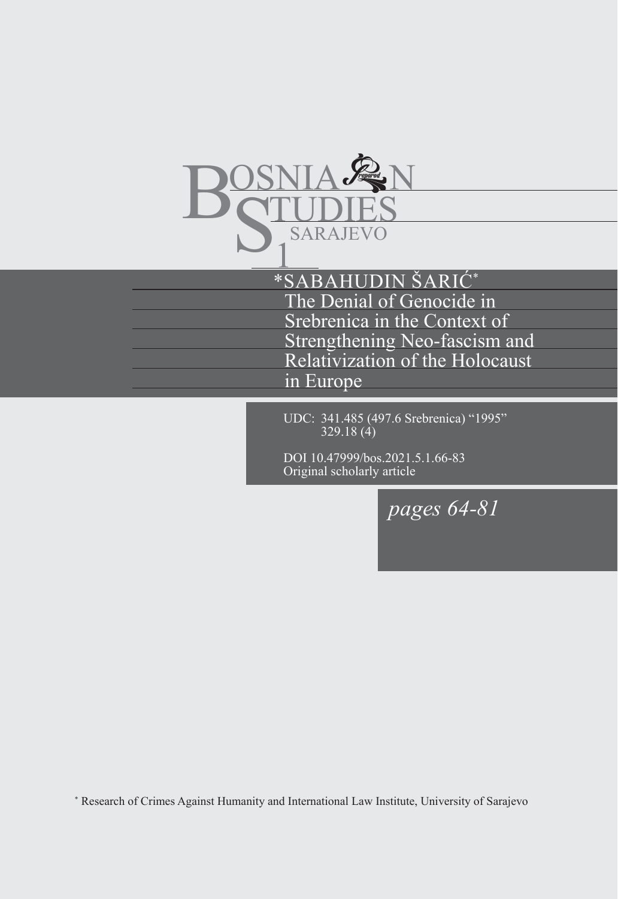BOSNIAN STUDIES SARAJEVO 1

*SABAHUDIN ŠARIĆ*

# The Denial of Genocide in Srebrenica in the Context of Strengthening Neo-fascism and Relativization of the Holocaust in Europe

UDC: 341.485 (497.6 Srebrenica) "1995"
329.18 (4)

DOI 10.47999/bos.2021.5.1.66-83
Original scholarly article

*pages 64-81*

* Research of Crimes Against Humanity and International Law Institute, University of Sarajevo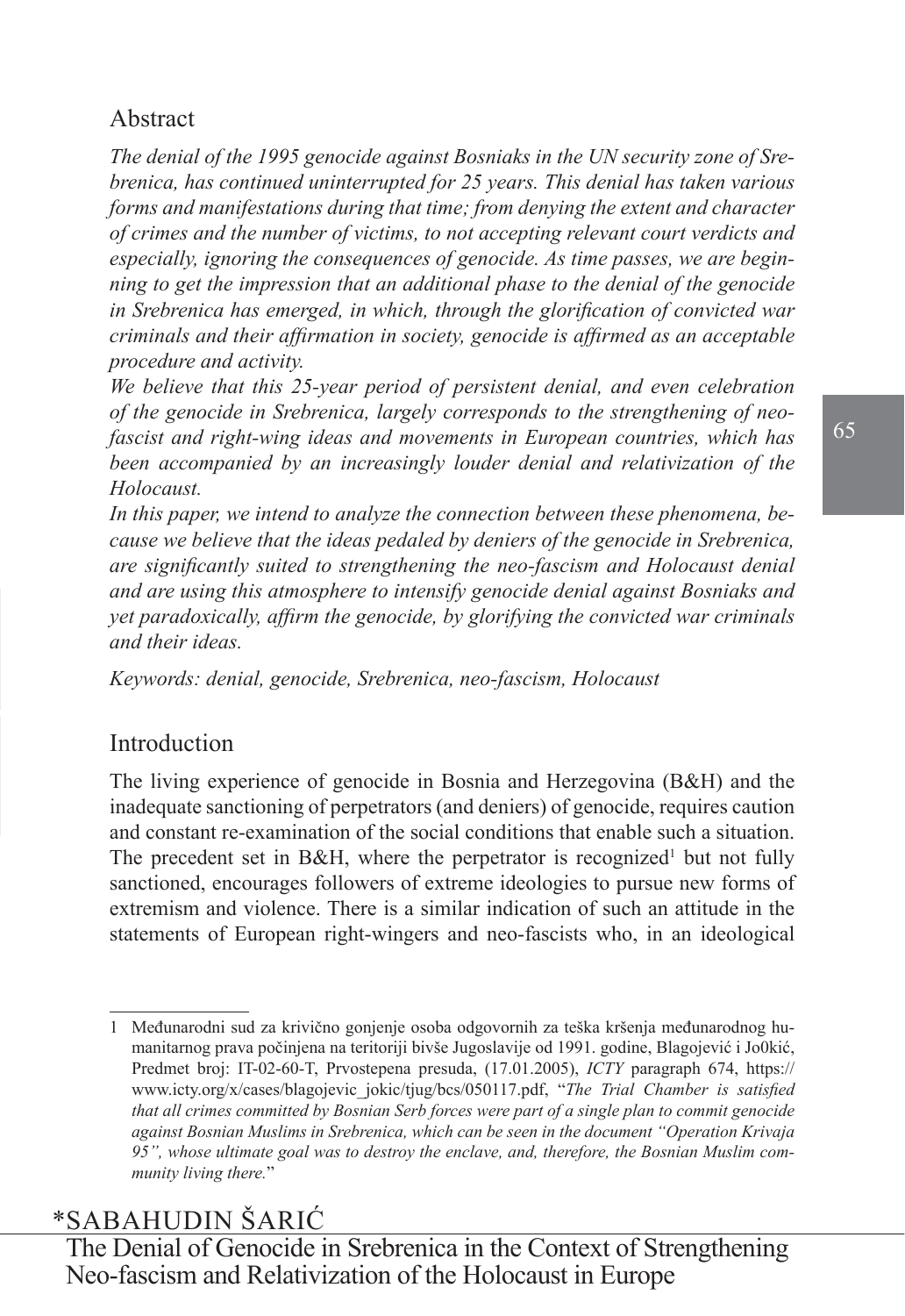## Abstract

*The denial of the 1995 genocide against Bosniaks in the UN security zone of Srebrenica, has continued uninterrupted for 25 years. This denial has taken various forms and manifestations during that time; from denying the extent and character of crimes and the number of victims, to not accepting relevant court verdicts and especially, ignoring the consequences of genocide. As time passes, we are beginning to get the impression that an additional phase to the denial of the genocide in Srebrenica has emerged, in which, through the glorification of convicted war criminals and their affirmation in society, genocide is affirmed as an acceptable procedure and activity.*

*We believe that this 25-year period of persistent denial, and even celebration of the genocide in Srebrenica, largely corresponds to the strengthening of neo-fascist and right-wing ideas and movements in European countries, which has been accompanied by an increasingly louder denial and relativization of the Holocaust.*

*In this paper, we intend to analyze the connection between these phenomena, because we believe that the ideas pedaled by deniers of the genocide in Srebrenica, are significantly suited to strengthening the neo-fascism and Holocaust denial and are using this atmosphere to intensify genocide denial against Bosniaks and yet paradoxically, affirm the genocide, by glorifying the convicted war criminals and their ideas.*

*Keywords: denial, genocide, Srebrenica, neo-fascism, Holocaust*

## Introduction

The living experience of genocide in Bosnia and Herzegovina (B&H) and the inadequate sanctioning of perpetrators (and deniers) of genocide, requires caution and constant re-examination of the social conditions that enable such a situation. The precedent set in B&H, where the perpetrator is recognized[1] but not fully sanctioned, encourages followers of extreme ideologies to pursue new forms of extremism and violence. There is a similar indication of such an attitude in the statements of European right-wingers and neo-fascists who, in an ideological

---

1 Međunarodni sud za krivično gonjenje osoba odgovornih za teška kršenja međunarodnog humanitarnog prava počinjena na teritoriji bivše Jugoslavije od 1991. godine, Blagojević i Jo0kić, Predmet broj: IT-02-60-T, Prvostepena presuda, (17.01.2005), *ICTY* paragraph 674, https://www.icty.org/x/cases/blagojevic_jokic/tjug/bcs/050117.pdf, "*The Trial Chamber is satisfied that all crimes committed by Bosnian Serb forces were part of a single plan to commit genocide against Bosnian Muslims in Srebrenica, which can be seen in the document "Operation Krivaja 95", whose ultimate goal was to destroy the enclave, and, therefore, the Bosnian Muslim community living there.*"

\*SABAHUDIN ŠARIĆ

The Denial of Genocide in Srebrenica in the Context of Strengthening Neo-fascism and Relativization of the Holocaust in Europe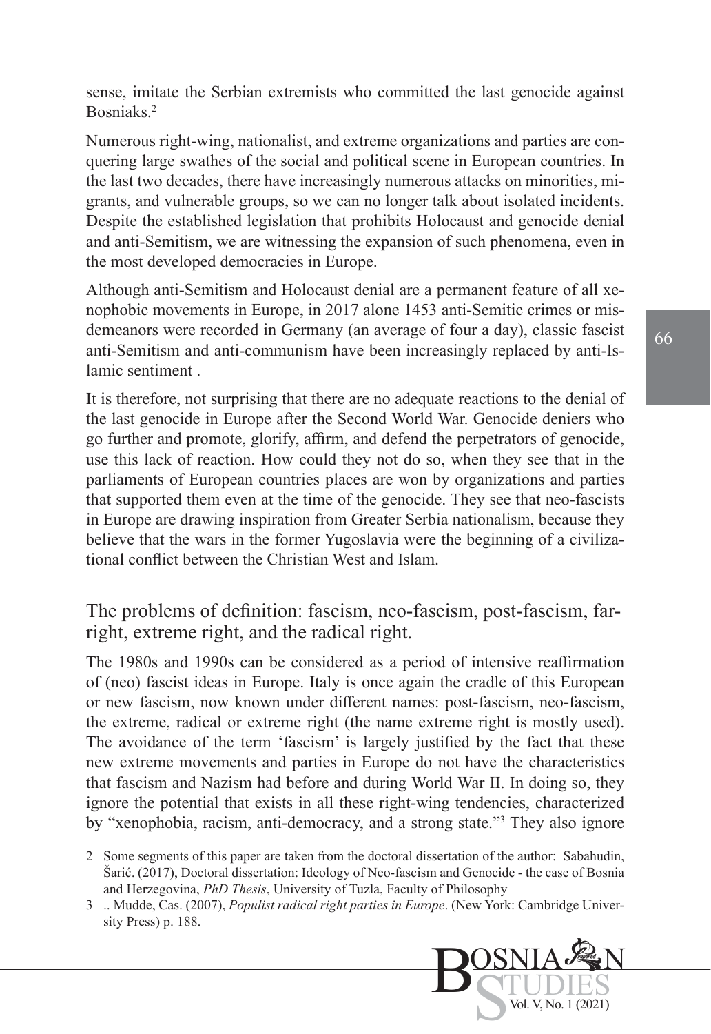sense, imitate the Serbian extremists who committed the last genocide against Bosniaks.[2]

Numerous right-wing, nationalist, and extreme organizations and parties are conquering large swathes of the social and political scene in European countries. In the last two decades, there have increasingly numerous attacks on minorities, migrants, and vulnerable groups, so we can no longer talk about isolated incidents. Despite the established legislation that prohibits Holocaust and genocide denial and anti-Semitism, we are witnessing the expansion of such phenomena, even in the most developed democracies in Europe.

Although anti-Semitism and Holocaust denial are a permanent feature of all xenophobic movements in Europe, in 2017 alone 1453 anti-Semitic crimes or misdemeanors were recorded in Germany (an average of four a day), classic fascist anti-Semitism and anti-communism have been increasingly replaced by anti-Islamic sentiment .

It is therefore, not surprising that there are no adequate reactions to the denial of the last genocide in Europe after the Second World War. Genocide deniers who go further and promote, glorify, affirm, and defend the perpetrators of genocide, use this lack of reaction. How could they not do so, when they see that in the parliaments of European countries places are won by organizations and parties that supported them even at the time of the genocide. They see that neo-fascists in Europe are drawing inspiration from Greater Serbia nationalism, because they believe that the wars in the former Yugoslavia were the beginning of a civilizational conflict between the Christian West and Islam.

## The problems of definition: fascism, neo-fascism, post-fascism, far-right, extreme right, and the radical right.

The 1980s and 1990s can be considered as a period of intensive reaffirmation of (neo) fascist ideas in Europe. Italy is once again the cradle of this European or new fascism, now known under different names: post-fascism, neo-fascism, the extreme, radical or extreme right (the name extreme right is mostly used). The avoidance of the term 'fascism' is largely justified by the fact that these new extreme movements and parties in Europe do not have the characteristics that fascism and Nazism had before and during World War II. In doing so, they ignore the potential that exists in all these right-wing tendencies, characterized by "xenophobia, racism, anti-democracy, and a strong state."[3] They also ignore

---

2 Some segments of this paper are taken from the doctoral dissertation of the author: Sabahudin, Šarić. (2017), Doctoral dissertation: Ideology of Neo-fascism and Genocide - the case of Bosnia and Herzegovina, *PhD Thesis*, University of Tuzla, Faculty of Philosophy

3 .. Mudde, Cas. (2007), *Populist radical right parties in Europe*. (New York: Cambridge University Press) p. 188.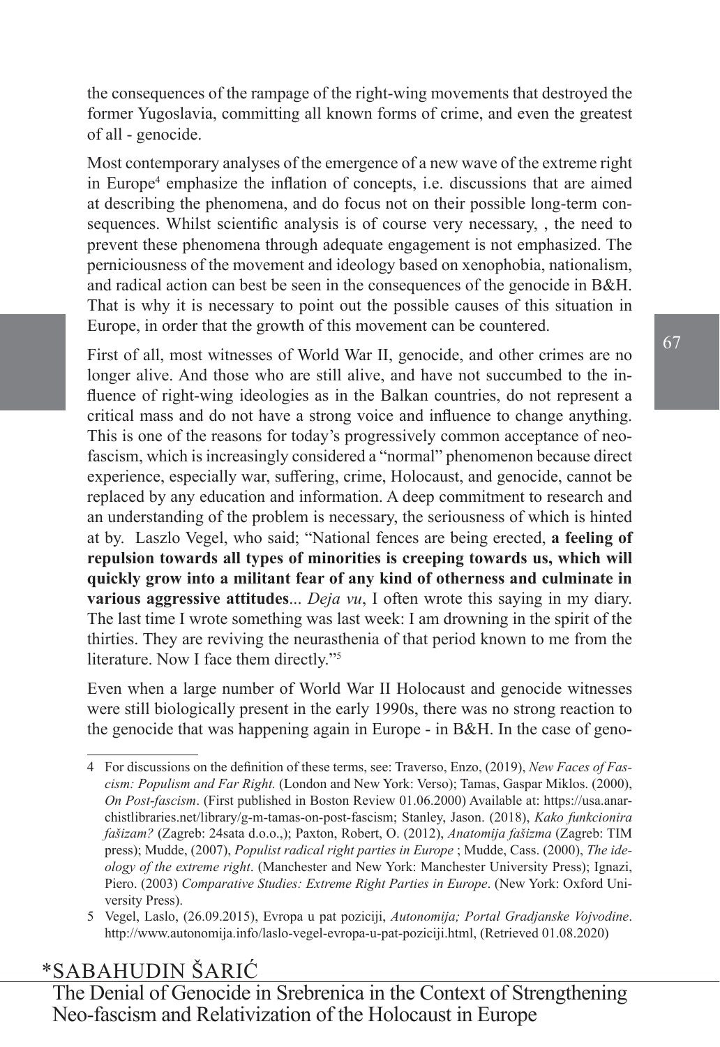the consequences of the rampage of the right-wing movements that destroyed the former Yugoslavia, committing all known forms of crime, and even the greatest of all - genocide.

Most contemporary analyses of the emergence of a new wave of the extreme right in Europe[4] emphasize the inflation of concepts, i.e. discussions that are aimed at describing the phenomena, and do focus not on their possible long-term consequences. Whilst scientific analysis is of course very necessary, , the need to prevent these phenomena through adequate engagement is not emphasized. The perniciousness of the movement and ideology based on xenophobia, nationalism, and radical action can best be seen in the consequences of the genocide in B&H. That is why it is necessary to point out the possible causes of this situation in Europe, in order that the growth of this movement can be countered.

First of all, most witnesses of World War II, genocide, and other crimes are no longer alive. And those who are still alive, and have not succumbed to the influence of right-wing ideologies as in the Balkan countries, do not represent a critical mass and do not have a strong voice and influence to change anything. This is one of the reasons for today's progressively common acceptance of neo-fascism, which is increasingly considered a "normal" phenomenon because direct experience, especially war, suffering, crime, Holocaust, and genocide, cannot be replaced by any education and information. A deep commitment to research and an understanding of the problem is necessary, the seriousness of which is hinted at by. Laszlo Vegel, who said; "National fences are being erected, **a feeling of repulsion towards all types of minorities is creeping towards us, which will quickly grow into a militant fear of any kind of otherness and culminate in various aggressive attitudes**... *Deja vu*, I often wrote this saying in my diary. The last time I wrote something was last week: I am drowning in the spirit of the thirties. They are reviving the neurasthenia of that period known to me from the literature. Now I face them directly."[5]

Even when a large number of World War II Holocaust and genocide witnesses were still biologically present in the early 1990s, there was no strong reaction to the genocide that was happening again in Europe - in B&H. In the case of geno-

---

4 For discussions on the definition of these terms, see: Traverso, Enzo, (2019), *New Faces of Fascism: Populism and Far Right.* (London and New York: Verso); Tamas, Gaspar Miklos. (2000), *On Post-fascism*. (First published in Boston Review 01.06.2000) Available at: https://usa.anarchistlibraries.net/library/g-m-tamas-on-post-fascism; Stanley, Jason. (2018), *Kako funkcionira fašizam?* (Zagreb: 24sata d.o.o.,); Paxton, Robert, O. (2012), *Anatomija fašizma* (Zagreb: TIM press); Mudde, (2007), *Populist radical right parties in Europe* ; Mudde, Cass. (2000), *The ideology of the extreme right*. (Manchester and New York: Manchester University Press); Ignazi, Piero. (2003) *Comparative Studies: Extreme Right Parties in Europe*. (New York: Oxford University Press).

5 Vegel, Laslo, (26.09.2015), Evropa u pat poziciji, *Autonomija; Portal Gradjanske Vojvodine*. http://www.autonomija.info/laslo-vegel-evropa-u-pat-poziciji.html, (Retrieved 01.08.2020)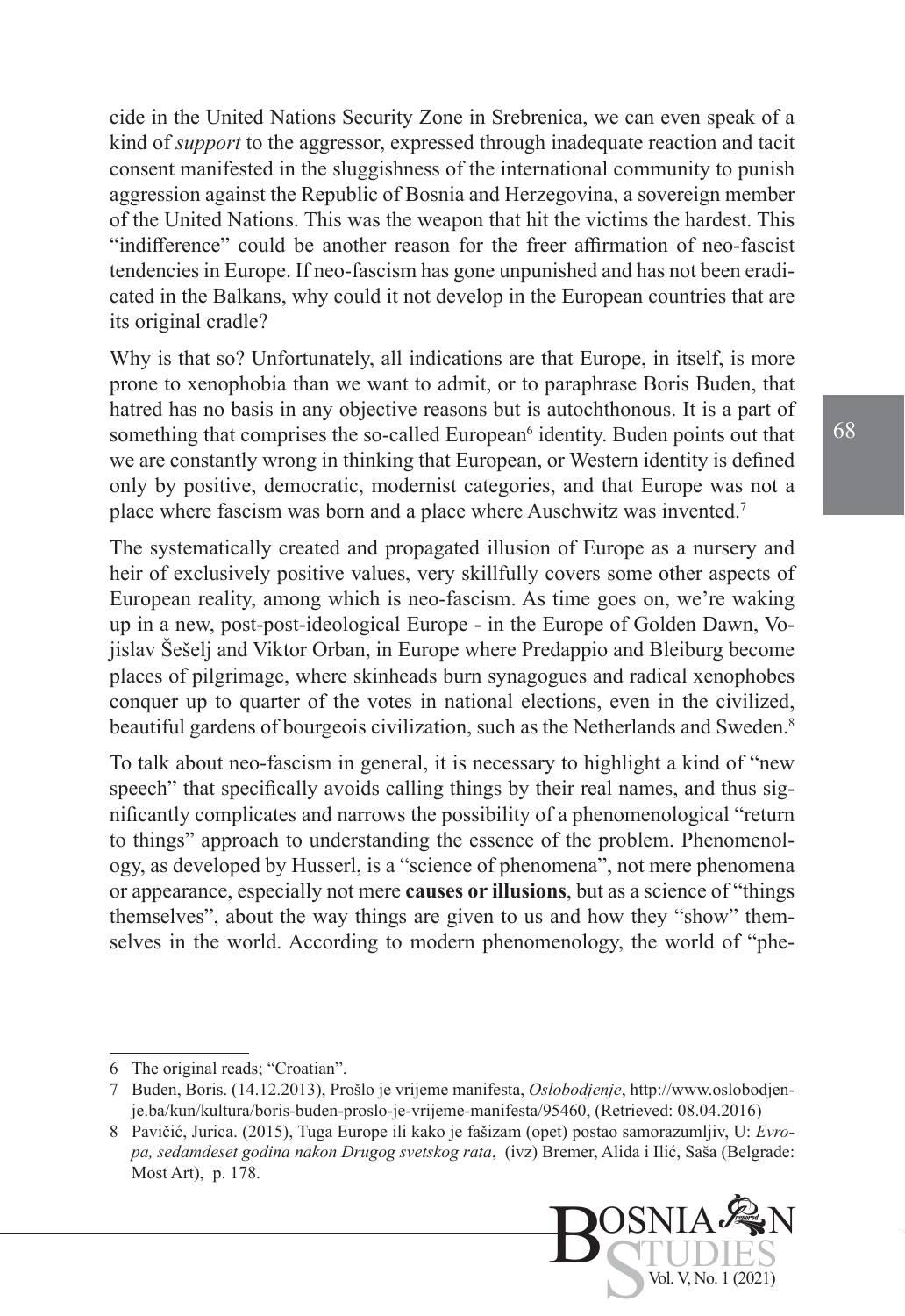cide in the United Nations Security Zone in Srebrenica, we can even speak of a kind of *support* to the aggressor, expressed through inadequate reaction and tacit consent manifested in the sluggishness of the international community to punish aggression against the Republic of Bosnia and Herzegovina, a sovereign member of the United Nations. This was the weapon that hit the victims the hardest. This "indifference" could be another reason for the freer affirmation of neo-fascist tendencies in Europe. If neo-fascism has gone unpunished and has not been eradicated in the Balkans, why could it not develop in the European countries that are its original cradle?

Why is that so? Unfortunately, all indications are that Europe, in itself, is more prone to xenophobia than we want to admit, or to paraphrase Boris Buden, that hatred has no basis in any objective reasons but is autochthonous. It is a part of something that comprises the so-called European[6] identity. Buden points out that we are constantly wrong in thinking that European, or Western identity is defined only by positive, democratic, modernist categories, and that Europe was not a place where fascism was born and a place where Auschwitz was invented.[7]

The systematically created and propagated illusion of Europe as a nursery and heir of exclusively positive values, very skillfully covers some other aspects of European reality, among which is neo-fascism. As time goes on, we're waking up in a new, post-post-ideological Europe - in the Europe of Golden Dawn, Vojislav Šešelj and Viktor Orban, in Europe where Predappio and Bleiburg become places of pilgrimage, where skinheads burn synagogues and radical xenophobes conquer up to quarter of the votes in national elections, even in the civilized, beautiful gardens of bourgeois civilization, such as the Netherlands and Sweden.[8]

To talk about neo-fascism in general, it is necessary to highlight a kind of "new speech" that specifically avoids calling things by their real names, and thus significantly complicates and narrows the possibility of a phenomenological "return to things" approach to understanding the essence of the problem. Phenomenology, as developed by Husserl, is a "science of phenomena", not mere phenomena or appearance, especially not mere **causes or illusions**, but as a science of "things themselves", about the way things are given to us and how they "show" themselves in the world. According to modern phenomenology, the world of "phe-

---

6 The original reads; "Croatian".

7 Buden, Boris. (14.12.2013), Prošlo je vrijeme manifesta, *Oslobodjenje*, http://www.oslobodjenje.ba/kun/kultura/boris-buden-proslo-je-vrijeme-manifesta/95460, (Retrieved: 08.04.2016)

8 Pavičić, Jurica. (2015), Tuga Europe ili kako je fašizam (opet) postao samorazumljiv, U: *Evropa, sedamdeset godina nakon Drugog svetskog rata*, (ivz) Bremer, Alida i Ilić, Saša (Belgrade: Most Art), p. 178.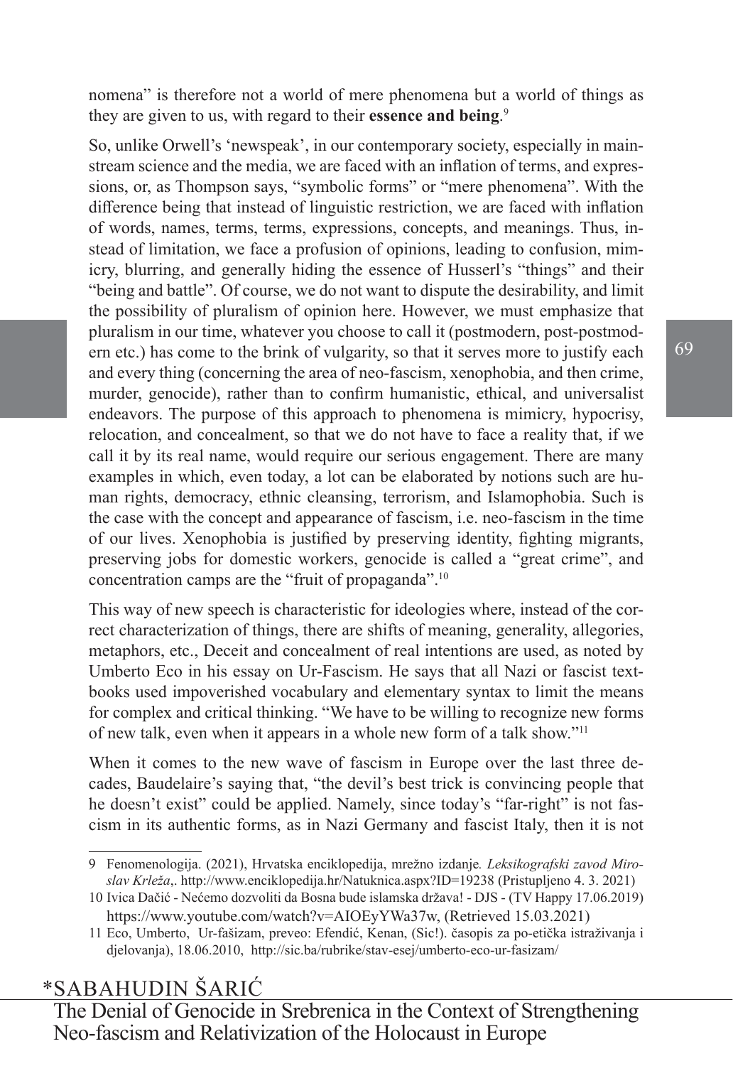nomena" is therefore not a world of mere phenomena but a world of things as they are given to us, with regard to their **essence and being**.[9]

So, unlike Orwell's 'newspeak', in our contemporary society, especially in mainstream science and the media, we are faced with an inflation of terms, and expressions, or, as Thompson says, "symbolic forms" or "mere phenomena". With the difference being that instead of linguistic restriction, we are faced with inflation of words, names, terms, terms, expressions, concepts, and meanings. Thus, instead of limitation, we face a profusion of opinions, leading to confusion, mimicry, blurring, and generally hiding the essence of Husserl's "things" and their "being and battle". Of course, we do not want to dispute the desirability, and limit the possibility of pluralism of opinion here. However, we must emphasize that pluralism in our time, whatever you choose to call it (postmodern, post-postmodern etc.) has come to the brink of vulgarity, so that it serves more to justify each and every thing (concerning the area of neo-fascism, xenophobia, and then crime, murder, genocide), rather than to confirm humanistic, ethical, and universalist endeavors. The purpose of this approach to phenomena is mimicry, hypocrisy, relocation, and concealment, so that we do not have to face a reality that, if we call it by its real name, would require our serious engagement. There are many examples in which, even today, a lot can be elaborated by notions such are human rights, democracy, ethnic cleansing, terrorism, and Islamophobia. Such is the case with the concept and appearance of fascism, i.e. neo-fascism in the time of our lives. Xenophobia is justified by preserving identity, fighting migrants, preserving jobs for domestic workers, genocide is called a "great crime", and concentration camps are the "fruit of propaganda".[10]

This way of new speech is characteristic for ideologies where, instead of the correct characterization of things, there are shifts of meaning, generality, allegories, metaphors, etc., Deceit and concealment of real intentions are used, as noted by Umberto Eco in his essay on Ur-Fascism. He says that all Nazi or fascist textbooks used impoverished vocabulary and elementary syntax to limit the means for complex and critical thinking. "We have to be willing to recognize new forms of new talk, even when it appears in a whole new form of a talk show."[11]

When it comes to the new wave of fascism in Europe over the last three decades, Baudelaire's saying that, "the devil's best trick is convincing people that he doesn't exist" could be applied. Namely, since today's "far-right" is not fascism in its authentic forms, as in Nazi Germany and fascist Italy, then it is not

---

9 Fenomenologija. (2021), Hrvatska enciklopedija, mrežno izdanje. *Leksikografski zavod Miroslav Krleža*,. http://www.enciklopedija.hr/Natuknica.aspx?ID=19238 (Pristupljeno 4. 3. 2021)

10 Ivica Dačić - Nećemo dozvoliti da Bosna bude islamska država! - DJS - (TV Happy 17.06.2019) https://www.youtube.com/watch?v=AIOEyYWa37w, (Retrieved 15.03.2021)

11 Eco, Umberto, Ur-fašizam, preveo: Efendić, Kenan, (Sic!). časopis za po-etička istraživanja i djelovanja), 18.06.2010, http://sic.ba/rubrike/stav-esej/umberto-eco-ur-fasizam/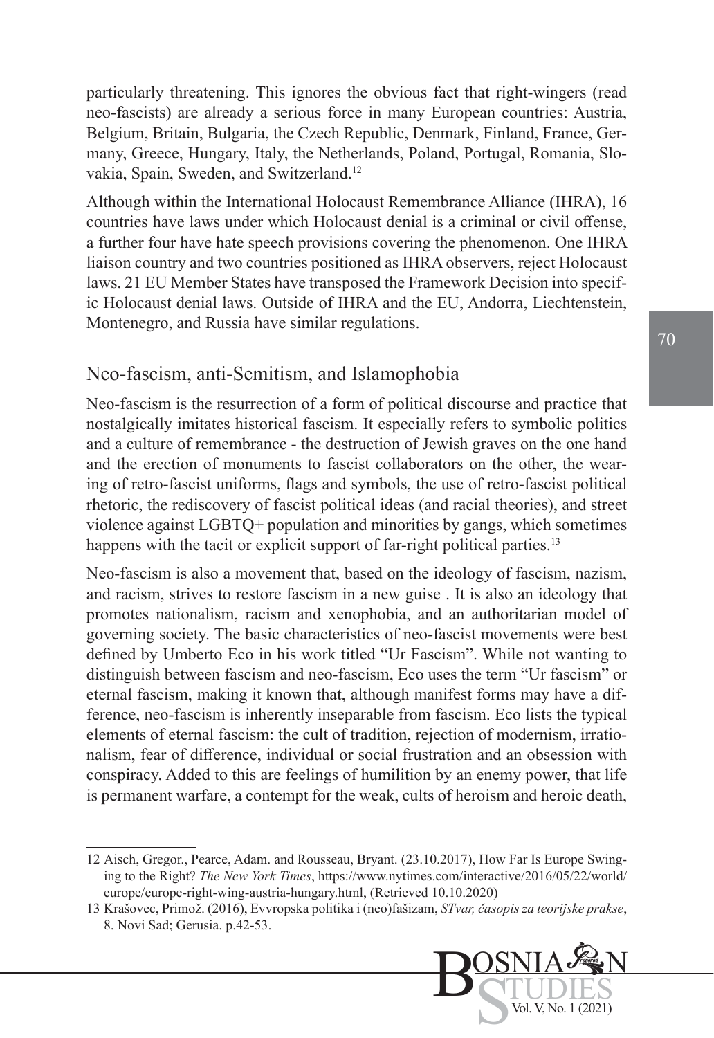particularly threatening. This ignores the obvious fact that right-wingers (read neo-fascists) are already a serious force in many European countries: Austria, Belgium, Britain, Bulgaria, the Czech Republic, Denmark, Finland, France, Germany, Greece, Hungary, Italy, the Netherlands, Poland, Portugal, Romania, Slovakia, Spain, Sweden, and Switzerland.[12]

Although within the International Holocaust Remembrance Alliance (IHRA), 16 countries have laws under which Holocaust denial is a criminal or civil offense, a further four have hate speech provisions covering the phenomenon. One IHRA liaison country and two countries positioned as IHRA observers, reject Holocaust laws. 21 EU Member States have transposed the Framework Decision into specific Holocaust denial laws. Outside of IHRA and the EU, Andorra, Liechtenstein, Montenegro, and Russia have similar regulations.

## Neo-fascism, anti-Semitism, and Islamophobia

Neo-fascism is the resurrection of a form of political discourse and practice that nostalgically imitates historical fascism. It especially refers to symbolic politics and a culture of remembrance - the destruction of Jewish graves on the one hand and the erection of monuments to fascist collaborators on the other, the wearing of retro-fascist uniforms, flags and symbols, the use of retro-fascist political rhetoric, the rediscovery of fascist political ideas (and racial theories), and street violence against LGBTQ+ population and minorities by gangs, which sometimes happens with the tacit or explicit support of far-right political parties.[13]

Neo-fascism is also a movement that, based on the ideology of fascism, nazism, and racism, strives to restore fascism in a new guise . It is also an ideology that promotes nationalism, racism and xenophobia, and an authoritarian model of governing society. The basic characteristics of neo-fascist movements were best defined by Umberto Eco in his work titled "Ur Fascism". While not wanting to distinguish between fascism and neo-fascism, Eco uses the term "Ur fascism" or eternal fascism, making it known that, although manifest forms may have a difference, neo-fascism is inherently inseparable from fascism. Eco lists the typical elements of eternal fascism: the cult of tradition, rejection of modernism, irrationalism, fear of difference, individual or social frustration and an obsession with conspiracy. Added to this are feelings of humilition by an enemy power, that life is permanent warfare, a contempt for the weak, cults of heroism and heroic death,

---

12 Aisch, Gregor., Pearce, Adam. and Rousseau, Bryant. (23.10.2017), How Far Is Europe Swinging to the Right? *The New York Times*, https://www.nytimes.com/interactive/2016/05/22/world/europe/europe-right-wing-austria-hungary.html, (Retrieved 10.10.2020)

13 Krašovec, Primož. (2016), Evvropska politika i (neo)fašizam, *STvar, časopis za teorijske prakse*, 8. Novi Sad; Gerusia. p.42-53.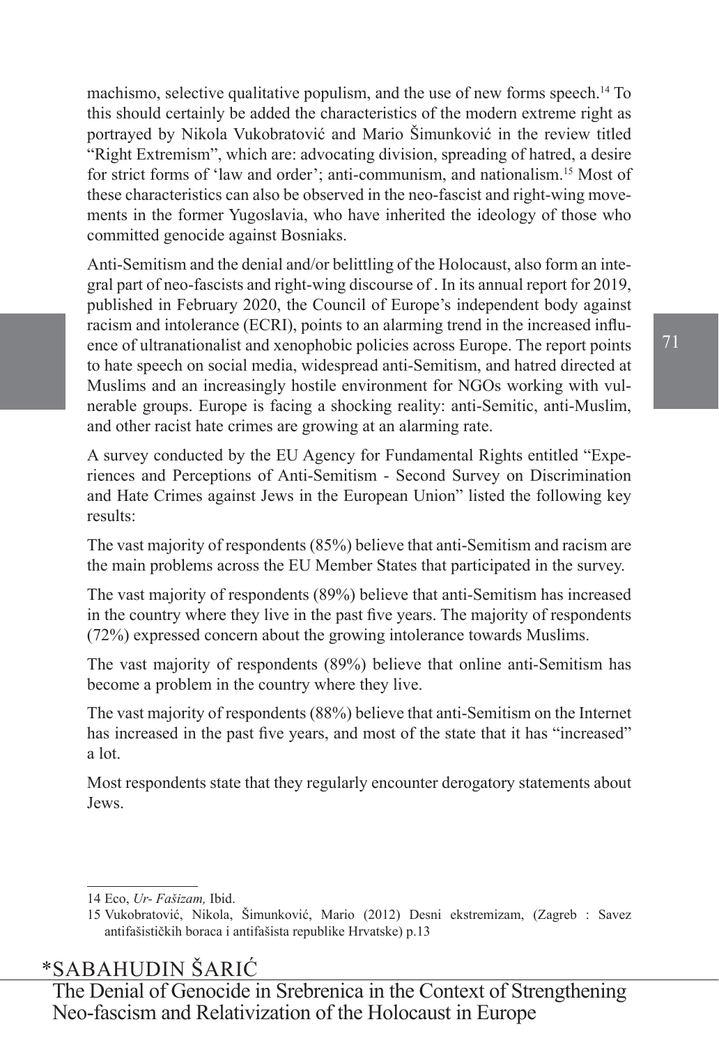machismo, selective qualitative populism, and the use of new forms speech.[14] To this should certainly be added the characteristics of the modern extreme right as portrayed by Nikola Vukobratović and Mario Šimunković in the review titled "Right Extremism", which are: advocating division, spreading of hatred, a desire for strict forms of 'law and order'; anti-communism, and nationalism.[15] Most of these characteristics can also be observed in the neo-fascist and right-wing movements in the former Yugoslavia, who have inherited the ideology of those who committed genocide against Bosniaks.

Anti-Semitism and the denial and/or belittling of the Holocaust, also form an integral part of neo-fascists and right-wing discourse of . In its annual report for 2019, published in February 2020, the Council of Europe's independent body against racism and intolerance (ECRI), points to an alarming trend in the increased influence of ultranationalist and xenophobic policies across Europe. The report points to hate speech on social media, widespread anti-Semitism, and hatred directed at Muslims and an increasingly hostile environment for NGOs working with vulnerable groups. Europe is facing a shocking reality: anti-Semitic, anti-Muslim, and other racist hate crimes are growing at an alarming rate.

A survey conducted by the EU Agency for Fundamental Rights entitled "Experiences and Perceptions of Anti-Semitism - Second Survey on Discrimination and Hate Crimes against Jews in the European Union" listed the following key results:

The vast majority of respondents (85%) believe that anti-Semitism and racism are the main problems across the EU Member States that participated in the survey.

The vast majority of respondents (89%) believe that anti-Semitism has increased in the country where they live in the past five years. The majority of respondents (72%) expressed concern about the growing intolerance towards Muslims.

The vast majority of respondents (89%) believe that online anti-Semitism has become a problem in the country where they live.

The vast majority of respondents (88%) believe that anti-Semitism on the Internet has increased in the past five years, and most of the state that it has "increased" a lot.

Most respondents state that they regularly encounter derogatory statements about Jews.

---

14 Eco, *Ur- Fašizam,* Ibid.

15 Vukobratović, Nikola, Šimunković, Mario (2012) Desni ekstremizam, (Zagreb : Savez antifašističkih boraca i antifašista republike Hrvatske) p.13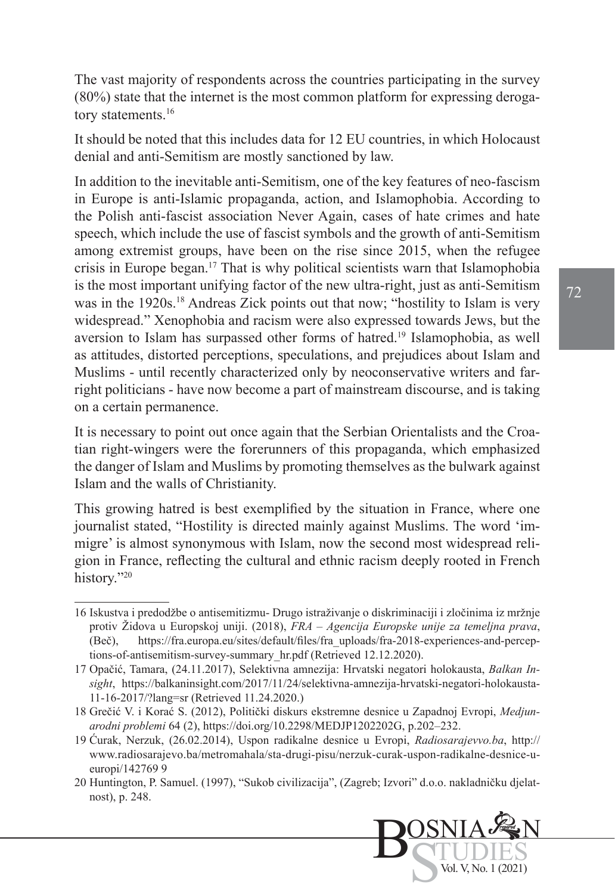The vast majority of respondents across the countries participating in the survey (80%) state that the internet is the most common platform for expressing derogatory statements.[16]

It should be noted that this includes data for 12 EU countries, in which Holocaust denial and anti-Semitism are mostly sanctioned by law.

In addition to the inevitable anti-Semitism, one of the key features of neo-fascism in Europe is anti-Islamic propaganda, action, and Islamophobia. According to the Polish anti-fascist association Never Again, cases of hate crimes and hate speech, which include the use of fascist symbols and the growth of anti-Semitism among extremist groups, have been on the rise since 2015, when the refugee crisis in Europe began.[17] That is why political scientists warn that Islamophobia is the most important unifying factor of the new ultra-right, just as anti-Semitism was in the 1920s.[18] Andreas Zick points out that now; "hostility to Islam is very widespread." Xenophobia and racism were also expressed towards Jews, but the aversion to Islam has surpassed other forms of hatred.[19] Islamophobia, as well as attitudes, distorted perceptions, speculations, and prejudices about Islam and Muslims - until recently characterized only by neoconservative writers and far-right politicians - have now become a part of mainstream discourse, and is taking on a certain permanence.

It is necessary to point out once again that the Serbian Orientalists and the Croatian right-wingers were the forerunners of this propaganda, which emphasized the danger of Islam and Muslims by promoting themselves as the bulwark against Islam and the walls of Christianity.

This growing hatred is best exemplified by the situation in France, where one journalist stated, "Hostility is directed mainly against Muslims. The word 'immigre' is almost synonymous with Islam, now the second most widespread religion in France, reflecting the cultural and ethnic racism deeply rooted in French history."[20]

---

16 Iskustva i predodžbe o antisemitizmu- Drugo istraživanje o diskriminaciji i zločinima iz mržnje protiv Židova u Europskoj uniji. (2018), *FRA – Agencija Europske unije za temeljna prava*, (Beč), https://fra.europa.eu/sites/default/files/fra_uploads/fra-2018-experiences-and-perceptions-of-antisemitism-survey-summary_hr.pdf (Retrieved 12.12.2020).

17 Opačić, Tamara, (24.11.2017), Selektivna amnezija: Hrvatski negatori holokausta, *Balkan Insight*, https://balkaninsight.com/2017/11/24/selektivna-amnezija-hrvatski-negatori-holokausta-11-16-2017/?lang=sr (Retrieved 11.24.2020.)

18 Grečić V. i Korać S. (2012), Politički diskurs ekstremne desnice u Zapadnoj Evropi, *Medjunarodni problemi* 64 (2), https://doi.org/10.2298/MEDJP1202202G, p.202–232.

19 Ćurak, Nerzuk, (26.02.2014), Uspon radikalne desnice u Evropi, *Radiosarajevvo.ba*, http://www.radiosarajevo.ba/metromahala/sta-drugi-pisu/nerzuk-curak-uspon-radikalne-desnice-u-europi/142769 9

20 Huntington, P. Samuel. (1997), "Sukob civilizacija", (Zagreb; Izvori" d.o.o. nakladničku djelatnost), p. 248.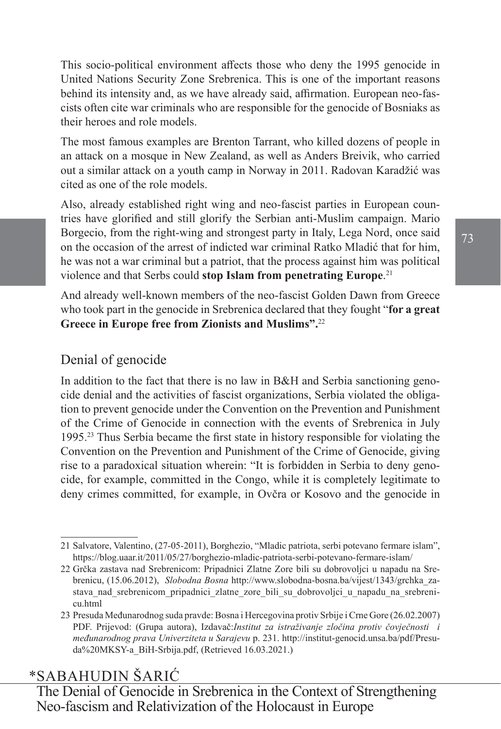This socio-political environment affects those who deny the 1995 genocide in United Nations Security Zone Srebrenica. This is one of the important reasons behind its intensity and, as we have already said, affirmation. European neo-fascists often cite war criminals who are responsible for the genocide of Bosniaks as their heroes and role models.

The most famous examples are Brenton Tarrant, who killed dozens of people in an attack on a mosque in New Zealand, as well as Anders Breivik, who carried out a similar attack on a youth camp in Norway in 2011. Radovan Karadžić was cited as one of the role models.

Also, already established right wing and neo-fascist parties in European countries have glorified and still glorify the Serbian anti-Muslim campaign. Mario Borgecio, from the right-wing and strongest party in Italy, Lega Nord, once said on the occasion of the arrest of indicted war criminal Ratko Mladić that for him, he was not a war criminal but a patriot, that the process against him was political violence and that Serbs could **stop Islam from penetrating Europe**.[21]

And already well-known members of the neo-fascist Golden Dawn from Greece who took part in the genocide in Srebrenica declared that they fought "**for a great Greece in Europe free from Zionists and Muslims".**[22]

## Denial of genocide

In addition to the fact that there is no law in B&H and Serbia sanctioning genocide denial and the activities of fascist organizations, Serbia violated the obligation to prevent genocide under the Convention on the Prevention and Punishment of the Crime of Genocide in connection with the events of Srebrenica in July 1995.[23] Thus Serbia became the first state in history responsible for violating the Convention on the Prevention and Punishment of the Crime of Genocide, giving rise to a paradoxical situation wherein: "It is forbidden in Serbia to deny genocide, for example, committed in the Congo, while it is completely legitimate to deny crimes committed, for example, in Ovčra or Kosovo and the genocide in

---

21 Salvatore, Valentino, (27-05-2011), Borghezio, "Mladic patriota, serbi potevano fermare islam", https://blog.uaar.it/2011/05/27/borghezio-mladic-patriota-serbi-potevano-fermare-islam/

22 Grčka zastava nad Srebrenicom: Pripadnici Zlatne Zore bili su dobrovoljci u napadu na Srebrenicu, (15.06.2012), *Slobodna Bosna* http://www.slobodna-bosna.ba/vijest/1343/grchka_zastava_nad_srebrenicom_pripadnici_zlatne_zore_bili_su_dobrovoljci_u_napadu_na_srebrenicu.html

23 Presuda Međunarodnog suda pravde: Bosna i Hercegovina protiv Srbije i Crne Gore (26.02.2007) PDF. Prijevod: (Grupa autora), Izdavač:*Institut za istraživanje zločina protiv čovječnosti i međunarodnog prava Univerziteta u Sarajevu* p. 231. http://institut-genocid.unsa.ba/pdf/Presuda%20MKSY-a_BiH-Srbija.pdf, (Retrieved 16.03.2021.)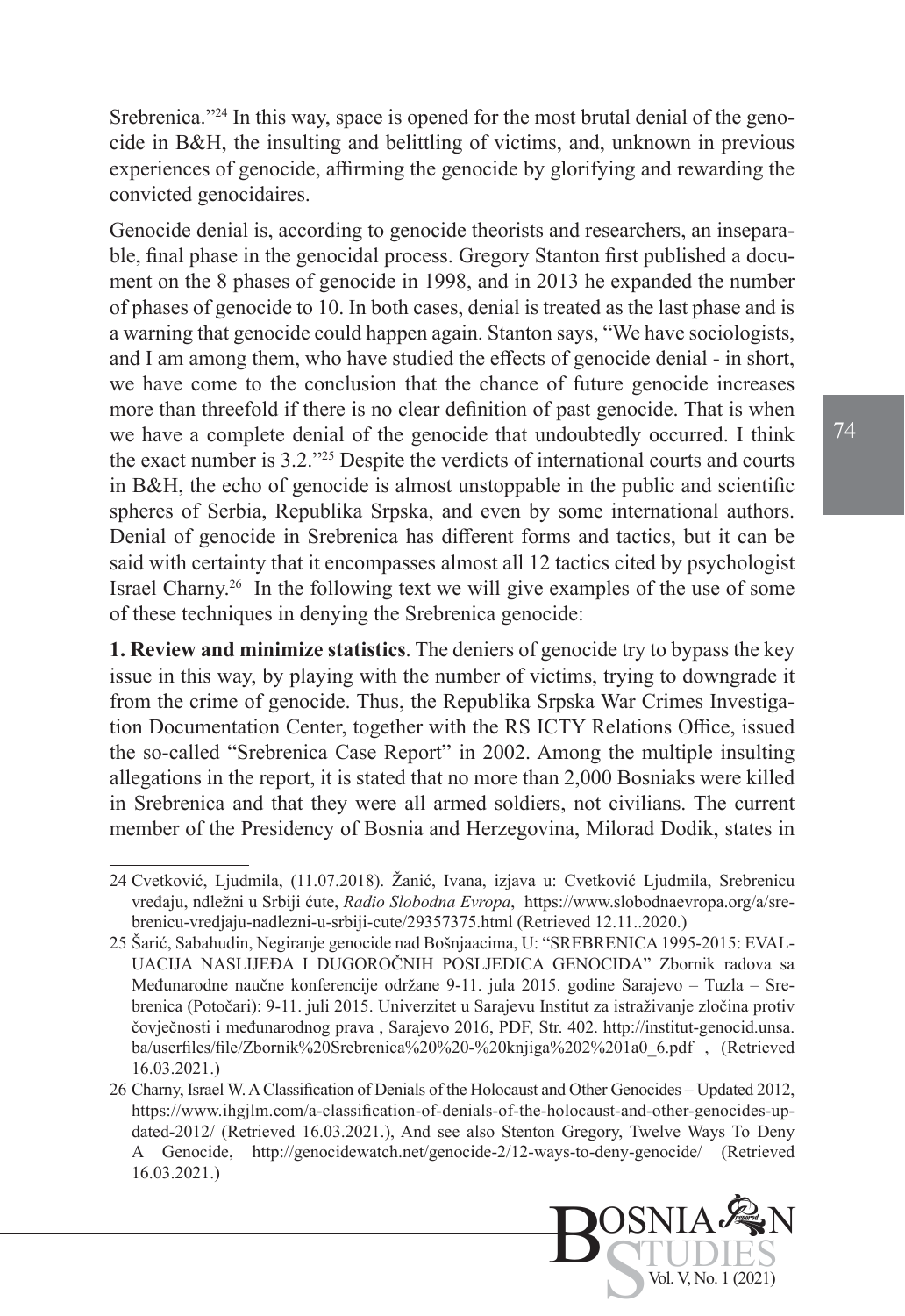Srebrenica."[24] In this way, space is opened for the most brutal denial of the genocide in B&H, the insulting and belittling of victims, and, unknown in previous experiences of genocide, affirming the genocide by glorifying and rewarding the convicted genocidaires.

Genocide denial is, according to genocide theorists and researchers, an inseparable, final phase in the genocidal process. Gregory Stanton first published a document on the 8 phases of genocide in 1998, and in 2013 he expanded the number of phases of genocide to 10. In both cases, denial is treated as the last phase and is a warning that genocide could happen again. Stanton says, "We have sociologists, and I am among them, who have studied the effects of genocide denial - in short, we have come to the conclusion that the chance of future genocide increases more than threefold if there is no clear definition of past genocide. That is when we have a complete denial of the genocide that undoubtedly occurred. I think the exact number is 3.2."[25] Despite the verdicts of international courts and courts in B&H, the echo of genocide is almost unstoppable in the public and scientific spheres of Serbia, Republika Srpska, and even by some international authors. Denial of genocide in Srebrenica has different forms and tactics, but it can be said with certainty that it encompasses almost all 12 tactics cited by psychologist Israel Charny.[26] In the following text we will give examples of the use of some of these techniques in denying the Srebrenica genocide:

**1. Review and minimize statistics**. The deniers of genocide try to bypass the key issue in this way, by playing with the number of victims, trying to downgrade it from the crime of genocide. Thus, the Republika Srpska War Crimes Investigation Documentation Center, together with the RS ICTY Relations Office, issued the so-called "Srebrenica Case Report" in 2002. Among the multiple insulting allegations in the report, it is stated that no more than 2,000 Bosniaks were killed in Srebrenica and that they were all armed soldiers, not civilians. The current member of the Presidency of Bosnia and Herzegovina, Milorad Dodik, states in

---

24 Cvetković, Ljudmila, (11.07.2018). Žanić, Ivana, izjava u: Cvetković Ljudmila, Srebrenicu vređaju, ndležni u Srbiji ćute, *Radio Slobodna Evropa*, https://www.slobodnaevropa.org/a/srebrenicu-vredjaju-nadlezni-u-srbiji-cute/29357375.html (Retrieved 12.11..2020.)

25 Šarić, Sabahudin, Negiranje genocide nad Bošnjaacima, U: "SREBRENICA 1995-2015: EVALUACIJA NASLIJEĐA I DUGOROČNIH POSLJEDICA GENOCIDA" Zbornik radova sa Međunarodne naučne konferencije održane 9-11. jula 2015. godine Sarajevo – Tuzla – Srebrenica (Potočari): 9-11. juli 2015. Univerzitet u Sarajevu Institut za istraživanje zločina protiv čovječnosti i međunarodnog prava , Sarajevo 2016, PDF, Str. 402. http://institut-genocid.unsa.ba/userfiles/file/Zbornik%20Srebrenica%20%20-%20knjiga%202%201a0_6.pdf , (Retrieved 16.03.2021.)

26 Charny, Israel W. A Classification of Denials of the Holocaust and Other Genocides – Updated 2012, https://www.ihgjlm.com/a-classification-of-denials-of-the-holocaust-and-other-genocides-updated-2012/ (Retrieved 16.03.2021.), And see also Stenton Gregory, Twelve Ways To Deny A Genocide, http://genocidewatch.net/genocide-2/12-ways-to-deny-genocide/ (Retrieved 16.03.2021.)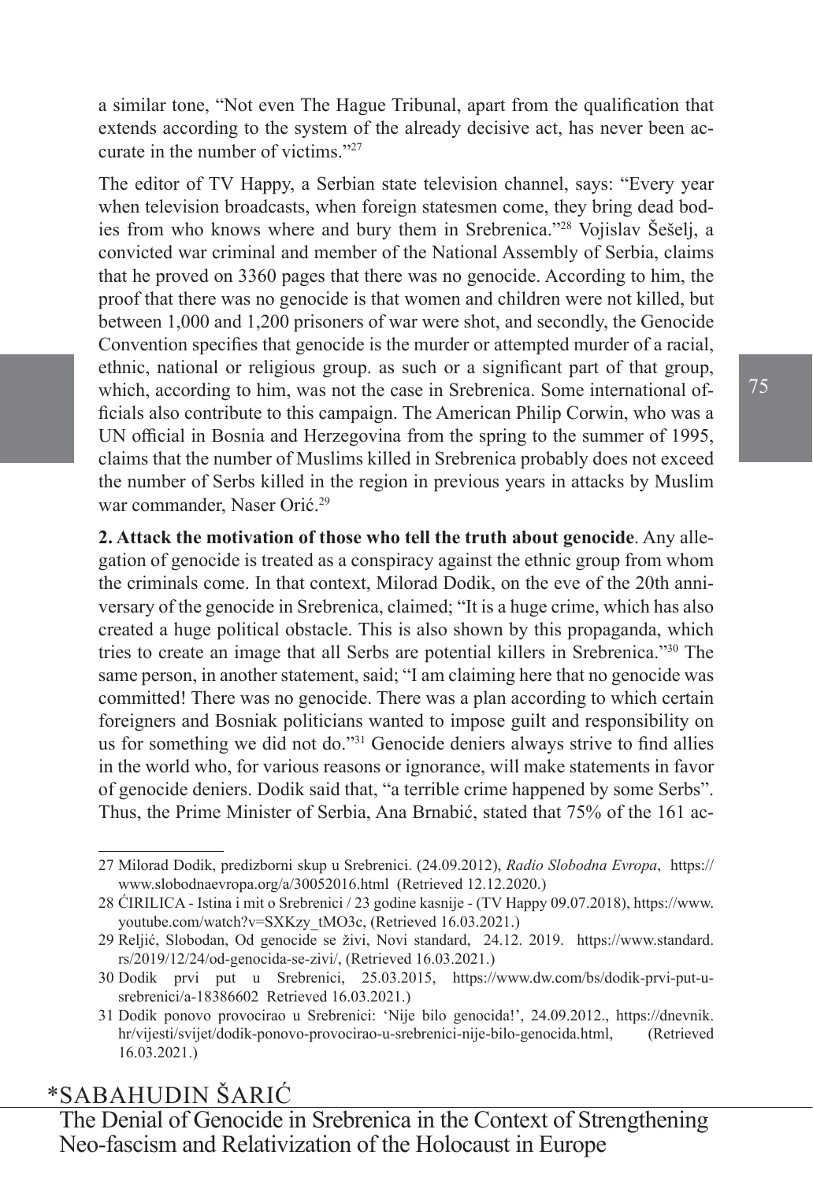a similar tone, "Not even The Hague Tribunal, apart from the qualification that extends according to the system of the already decisive act, has never been accurate in the number of victims."[27]

The editor of TV Happy, a Serbian state television channel, says: "Every year when television broadcasts, when foreign statesmen come, they bring dead bodies from who knows where and bury them in Srebrenica."[28] Vojislav Šešelj, a convicted war criminal and member of the National Assembly of Serbia, claims that he proved on 3360 pages that there was no genocide. According to him, the proof that there was no genocide is that women and children were not killed, but between 1,000 and 1,200 prisoners of war were shot, and secondly, the Genocide Convention specifies that genocide is the murder or attempted murder of a racial, ethnic, national or religious group. as such or a significant part of that group, which, according to him, was not the case in Srebrenica. Some international officials also contribute to this campaign. The American Philip Corwin, who was a UN official in Bosnia and Herzegovina from the spring to the summer of 1995, claims that the number of Muslims killed in Srebrenica probably does not exceed the number of Serbs killed in the region in previous years in attacks by Muslim war commander, Naser Orić.[29]

**2. Attack the motivation of those who tell the truth about genocide**. Any allegation of genocide is treated as a conspiracy against the ethnic group from whom the criminals come. In that context, Milorad Dodik, on the eve of the 20th anniversary of the genocide in Srebrenica, claimed; "It is a huge crime, which has also created a huge political obstacle. This is also shown by this propaganda, which tries to create an image that all Serbs are potential killers in Srebrenica."[30] The same person, in another statement, said; "I am claiming here that no genocide was committed! There was no genocide. There was a plan according to which certain foreigners and Bosniak politicians wanted to impose guilt and responsibility on us for something we did not do."[31] Genocide deniers always strive to find allies in the world who, for various reasons or ignorance, will make statements in favor of genocide deniers. Dodik said that, "a terrible crime happened by some Serbs". Thus, the Prime Minister of Serbia, Ana Brnabić, stated that 75% of the 161 ac-

---

27 Milorad Dodik, predizborni skup u Srebrenici. (24.09.2012), *Radio Slobodna Evropa*, https://www.slobodnaevropa.org/a/30052016.html (Retrieved 12.12.2020.)

28 ĆIRILICA - Istina i mit o Srebrenici / 23 godine kasnije - (TV Happy 09.07.2018), https://www.youtube.com/watch?v=SXKzy_tMO3c, (Retrieved 16.03.2021.)

29 Reljić, Slobodan, Od genocide se živi, Novi standard, 24.12. 2019. https://www.standard.rs/2019/12/24/od-genocida-se-zivi/, (Retrieved 16.03.2021.)

30 Dodik prvi put u Srebrenici, 25.03.2015, https://www.dw.com/bs/dodik-prvi-put-u-srebrenici/a-18386602 Retrieved 16.03.2021.)

31 Dodik ponovo provocirao u Srebrenici: 'Nije bilo genocida!', 24.09.2012., https://dnevnik.hr/vijesti/svijet/dodik-ponovo-provocirao-u-srebrenici-nije-bilo-genocida.html, (Retrieved 16.03.2021.)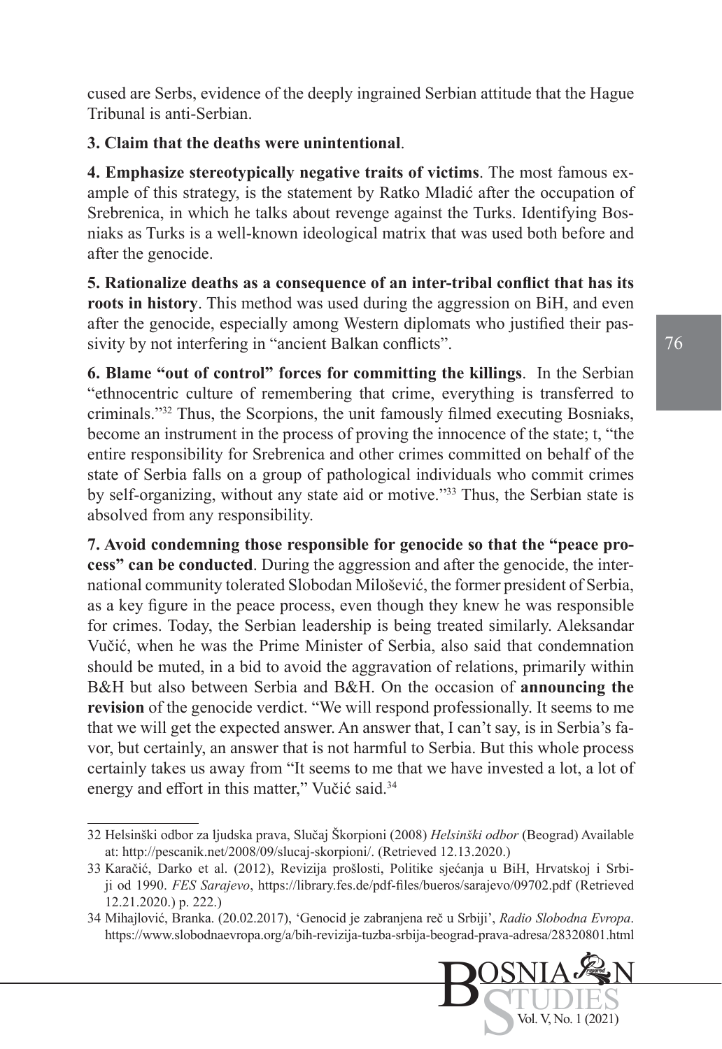cused are Serbs, evidence of the deeply ingrained Serbian attitude that the Hague Tribunal is anti-Serbian.

**3. Claim that the deaths were unintentional**.

**4. Emphasize stereotypically negative traits of victims**. The most famous example of this strategy, is the statement by Ratko Mladić after the occupation of Srebrenica, in which he talks about revenge against the Turks. Identifying Bosniaks as Turks is a well-known ideological matrix that was used both before and after the genocide.

**5. Rationalize deaths as a consequence of an inter-tribal conflict that has its roots in history**. This method was used during the aggression on BiH, and even after the genocide, especially among Western diplomats who justified their passivity by not interfering in "ancient Balkan conflicts".

**6. Blame "out of control" forces for committing the killings**. In the Serbian "ethnocentric culture of remembering that crime, everything is transferred to criminals."[32] Thus, the Scorpions, the unit famously filmed executing Bosniaks, become an instrument in the process of proving the innocence of the state; t, "the entire responsibility for Srebrenica and other crimes committed on behalf of the state of Serbia falls on a group of pathological individuals who commit crimes by self-organizing, without any state aid or motive."[33] Thus, the Serbian state is absolved from any responsibility.

**7. Avoid condemning those responsible for genocide so that the "peace process" can be conducted**. During the aggression and after the genocide, the international community tolerated Slobodan Milošević, the former president of Serbia, as a key figure in the peace process, even though they knew he was responsible for crimes. Today, the Serbian leadership is being treated similarly. Aleksandar Vučić, when he was the Prime Minister of Serbia, also said that condemnation should be muted, in a bid to avoid the aggravation of relations, primarily within B&H but also between Serbia and B&H. On the occasion of **announcing the revision** of the genocide verdict. "We will respond professionally. It seems to me that we will get the expected answer. An answer that, I can't say, is in Serbia's favor, but certainly, an answer that is not harmful to Serbia. But this whole process certainly takes us away from "It seems to me that we have invested a lot, a lot of energy and effort in this matter," Vučić said.[34]

---

32 Helsinški odbor za ljudska prava, Slučaj Škorpioni (2008) *Helsinški odbor* (Beograd) Available at: http://pescanik.net/2008/09/slucaj-skorpioni/. (Retrieved 12.13.2020.)

33 Karačić, Darko et al. (2012), Revizija prošlosti, Politike sjećanja u BiH, Hrvatskoj i Srbiji od 1990. *FES Sarajevo*, https://library.fes.de/pdf-files/bueros/sarajevo/09702.pdf (Retrieved 12.21.2020.) p. 222.)

34 Mihajlović, Branka. (20.02.2017), 'Genocid je zabranjena reč u Srbiji', *Radio Slobodna Evropa*. https://www.slobodnaevropa.org/a/bih-revizija-tuzba-srbija-beograd-prava-adresa/28320801.html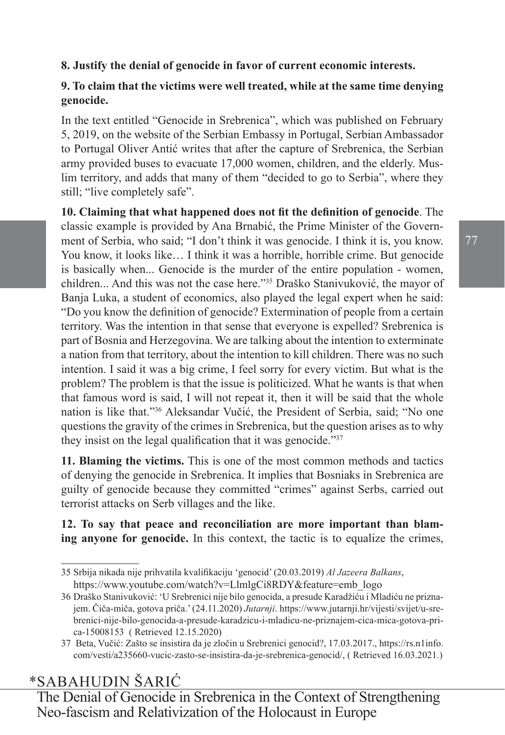**8. Justify the denial of genocide in favor of current economic interests.**

**9. To claim that the victims were well treated, while at the same time denying genocide.**

In the text entitled "Genocide in Srebrenica", which was published on February 5, 2019, on the website of the Serbian Embassy in Portugal, Serbian Ambassador to Portugal Oliver Antić writes that after the capture of Srebrenica, the Serbian army provided buses to evacuate 17,000 women, children, and the elderly. Muslim territory, and adds that many of them "decided to go to Serbia", where they still; "live completely safe".

**10. Claiming that what happened does not fit the definition of genocide**. The classic example is provided by Ana Brnabić, the Prime Minister of the Government of Serbia, who said; "I don't think it was genocide. I think it is, you know. You know, it looks like… I think it was a horrible, horrible crime. But genocide is basically when... Genocide is the murder of the entire population - women, children... And this was not the case here."[35] Draško Stanivuković, the mayor of Banja Luka, a student of economics, also played the legal expert when he said: "Do you know the definition of genocide? Extermination of people from a certain territory. Was the intention in that sense that everyone is expelled? Srebrenica is part of Bosnia and Herzegovina. We are talking about the intention to exterminate a nation from that territory, about the intention to kill children. There was no such intention. I said it was a big crime, I feel sorry for every victim. But what is the problem? The problem is that the issue is politicized. What he wants is that when that famous word is said, I will not repeat it, then it will be said that the whole nation is like that."[36] Aleksandar Vučić, the President of Serbia, said; "No one questions the gravity of the crimes in Srebrenica, but the question arises as to why they insist on the legal qualification that it was genocide."[37]

**11. Blaming the victims.** This is one of the most common methods and tactics of denying the genocide in Srebrenica. It implies that Bosniaks in Srebrenica are guilty of genocide because they committed "crimes" against Serbs, carried out terrorist attacks on Serb villages and the like.

**12. To say that peace and reconciliation are more important than blaming anyone for genocide.** In this context, the tactic is to equalize the crimes,

---

35 Srbija nikada nije prihvatila kvalifikaciju 'genocid' (20.03.2019) *Al Jazeera Balkans*, https://www.youtube.com/watch?v=LlmlgCi8RDY&feature=emb_logo

36 Draško Stanivuković: 'U Srebrenici nije bilo genocida, a presude Karadžiću i Mladiću ne priznajem. Čiča-miča, gotova priča.' (24.11.2020) *Jutarnji*. https://www.jutarnji.hr/vijesti/svijet/u-srebrenici-nije-bilo-genocida-a-presude-karadzicu-i-mladicu-ne-priznajem-cica-mica-gotova-prica-15008153 ( Retrieved 12.15.2020)

37 Beta, Vučić: Zašto se insistira da je zločin u Srebrenici genocid?, 17.03.2017., https://rs.n1info.com/vesti/a235660-vucic-zasto-se-insistira-da-je-srebrenica-genocid/, ( Retrieved 16.03.2021.)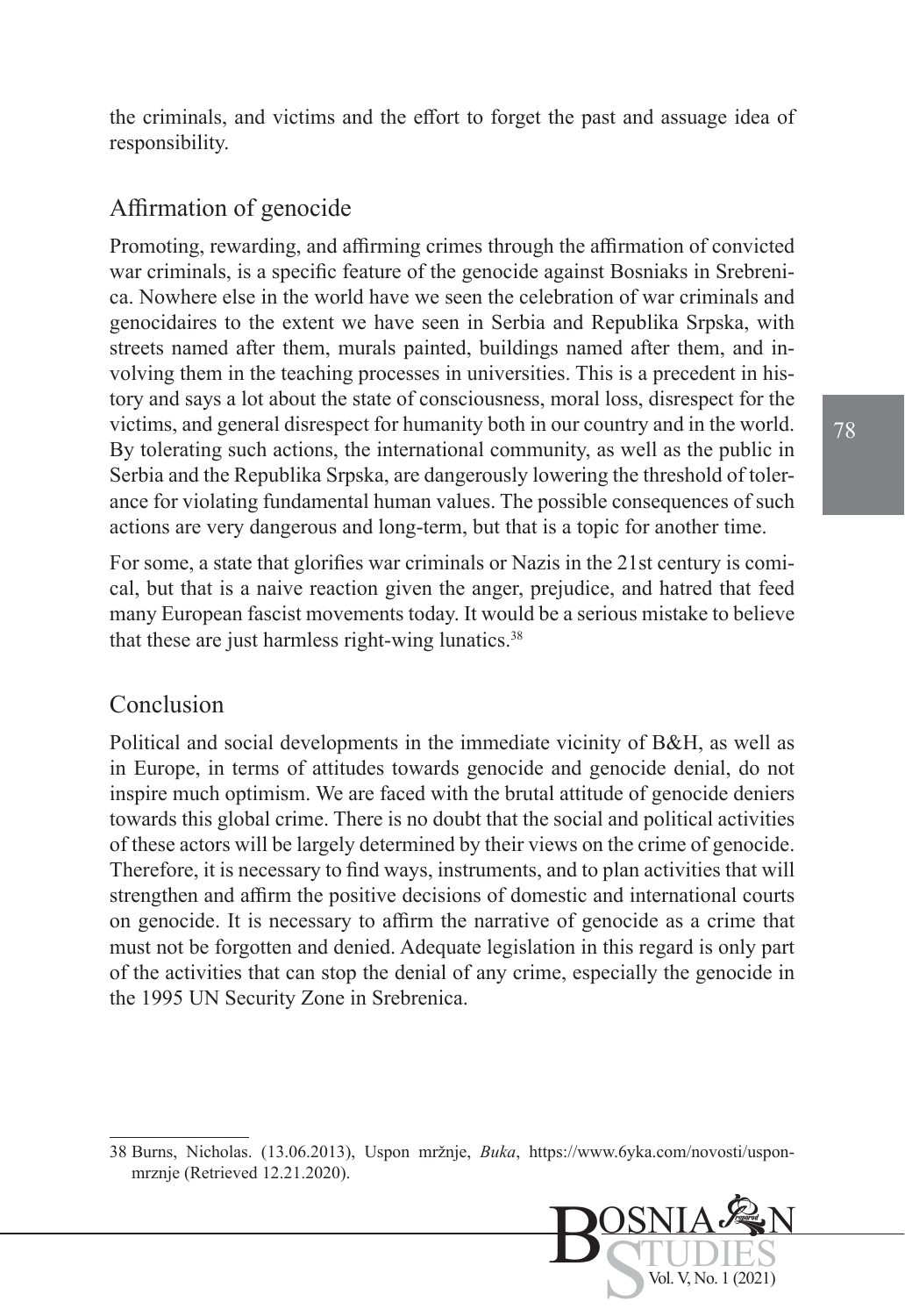the criminals, and victims and the effort to forget the past and assuage idea of responsibility.

## Affirmation of genocide

Promoting, rewarding, and affirming crimes through the affirmation of convicted war criminals, is a specific feature of the genocide against Bosniaks in Srebrenica. Nowhere else in the world have we seen the celebration of war criminals and genocidaires to the extent we have seen in Serbia and Republika Srpska, with streets named after them, murals painted, buildings named after them, and involving them in the teaching processes in universities. This is a precedent in history and says a lot about the state of consciousness, moral loss, disrespect for the victims, and general disrespect for humanity both in our country and in the world. By tolerating such actions, the international community, as well as the public in Serbia and the Republika Srpska, are dangerously lowering the threshold of tolerance for violating fundamental human values. The possible consequences of such actions are very dangerous and long-term, but that is a topic for another time.

For some, a state that glorifies war criminals or Nazis in the 21st century is comical, but that is a naive reaction given the anger, prejudice, and hatred that feed many European fascist movements today. It would be a serious mistake to believe that these are just harmless right-wing lunatics.[38]

## Conclusion

Political and social developments in the immediate vicinity of B&H, as well as in Europe, in terms of attitudes towards genocide and genocide denial, do not inspire much optimism. We are faced with the brutal attitude of genocide deniers towards this global crime. There is no doubt that the social and political activities of these actors will be largely determined by their views on the crime of genocide. Therefore, it is necessary to find ways, instruments, and to plan activities that will strengthen and affirm the positive decisions of domestic and international courts on genocide. It is necessary to affirm the narrative of genocide as a crime that must not be forgotten and denied. Adequate legislation in this regard is only part of the activities that can stop the denial of any crime, especially the genocide in the 1995 UN Security Zone in Srebrenica.

---

38 Burns, Nicholas. (13.06.2013), Uspon mržnje, *Buka*, https://www.6yka.com/novosti/uspon-mrznje (Retrieved 12.21.2020).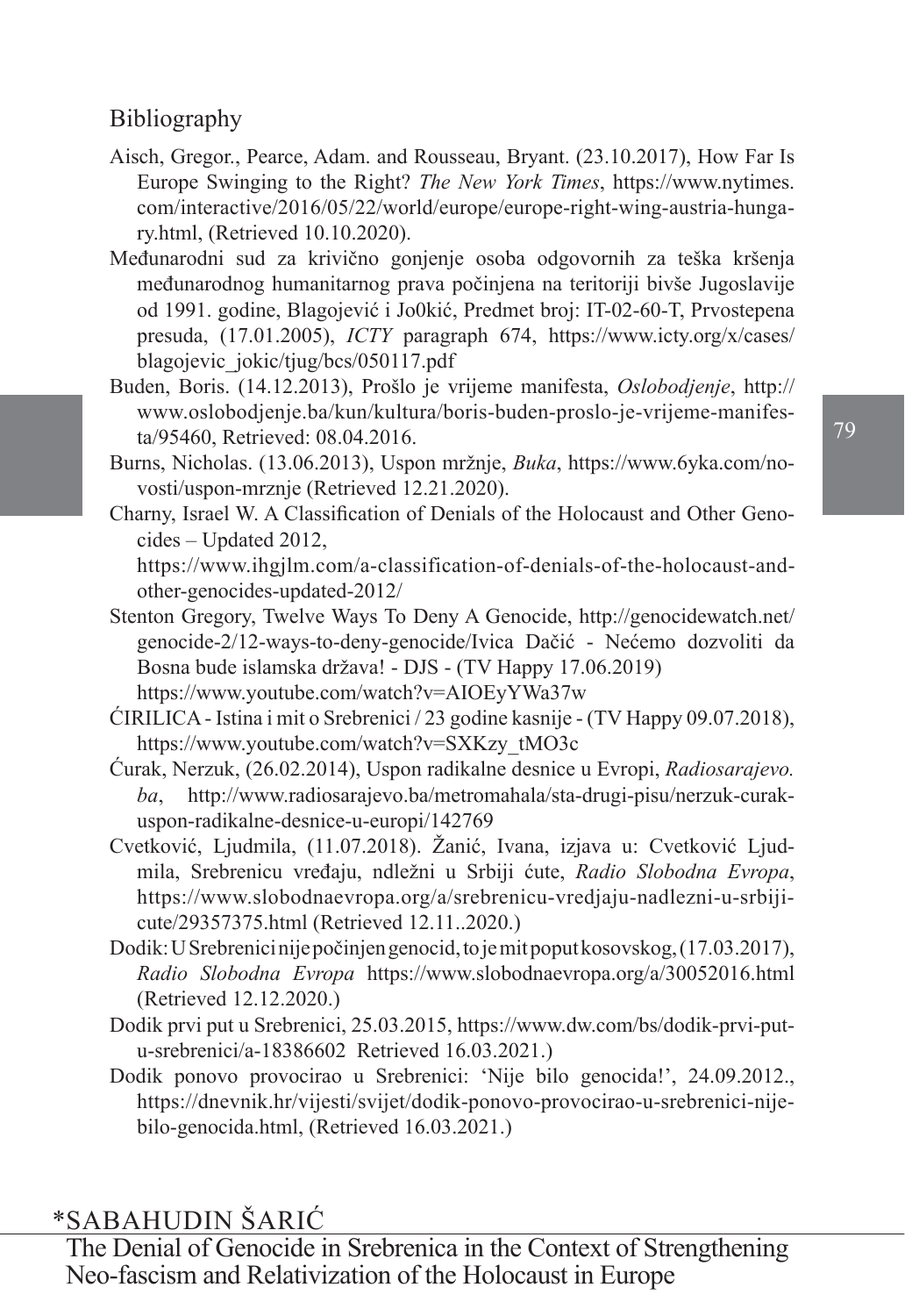## Bibliography

Aisch, Gregor., Pearce, Adam. and Rousseau, Bryant. (23.10.2017), How Far Is Europe Swinging to the Right? *The New York Times*, https://www.nytimes.com/interactive/2016/05/22/world/europe/europe-right-wing-austria-hungary.html, (Retrieved 10.10.2020).

Međunarodni sud za krivično gonjenje osoba odgovornih za teška kršenja međunarodnog humanitarnog prava počinjena na teritoriji bivše Jugoslavije od 1991. godine, Blagojević i Jo0kić, Predmet broj: IT-02-60-T, Prvostepena presuda, (17.01.2005), *ICTY* paragraph 674, https://www.icty.org/x/cases/blagojevic_jokic/tjug/bcs/050117.pdf

Buden, Boris. (14.12.2013), Prošlo je vrijeme manifesta, *Oslobodjenje*, http://www.oslobodjenje.ba/kun/kultura/boris-buden-proslo-je-vrijeme-manifesta/95460, Retrieved: 08.04.2016.

Burns, Nicholas. (13.06.2013), Uspon mržnje, *Buka*, https://www.6yka.com/novosti/uspon-mrznje (Retrieved 12.21.2020).

Charny, Israel W. A Classification of Denials of the Holocaust and Other Genocides – Updated 2012,
https://www.ihgjlm.com/a-classification-of-denials-of-the-holocaust-and-other-genocides-updated-2012/

Stenton Gregory, Twelve Ways To Deny A Genocide, http://genocidewatch.net/genocide-2/12-ways-to-deny-genocide/Ivica Dačić - Nećemo dozvoliti da Bosna bude islamska država! - DJS - (TV Happy 17.06.2019)
https://www.youtube.com/watch?v=AIOEyYWa37w

ĆIRILICA - Istina i mit o Srebrenici / 23 godine kasnije - (TV Happy 09.07.2018), https://www.youtube.com/watch?v=SXKzy_tMO3c

Ćurak, Nerzuk, (26.02.2014), Uspon radikalne desnice u Evropi, *Radiosarajevo.ba*, http://www.radiosarajevo.ba/metromahala/sta-drugi-pisu/nerzuk-curak-uspon-radikalne-desnice-u-europi/142769

Cvetković, Ljudmila, (11.07.2018). Žanić, Ivana, izjava u: Cvetković Ljudmila, Srebrenicu vređaju, ndležni u Srbiji ćute, *Radio Slobodna Evropa*, https://www.slobodnaevropa.org/a/srebrenicu-vredjaju-nadlezni-u-srbiji-cute/29357375.html (Retrieved 12.11..2020.)

Dodik: U Srebrenici nije počinjen genocid, to je mit poput kosovskog, (17.03.2017), *Radio Slobodna Evropa* https://www.slobodnaevropa.org/a/30052016.html (Retrieved 12.12.2020.)

Dodik prvi put u Srebrenici, 25.03.2015, https://www.dw.com/bs/dodik-prvi-put-u-srebrenici/a-18386602 Retrieved 16.03.2021.)

Dodik ponovo provocirao u Srebrenici: 'Nije bilo genocida!', 24.09.2012., https://dnevnik.hr/vijesti/svijet/dodik-ponovo-provocirao-u-srebrenici-nije-bilo-genocida.html, (Retrieved 16.03.2021.)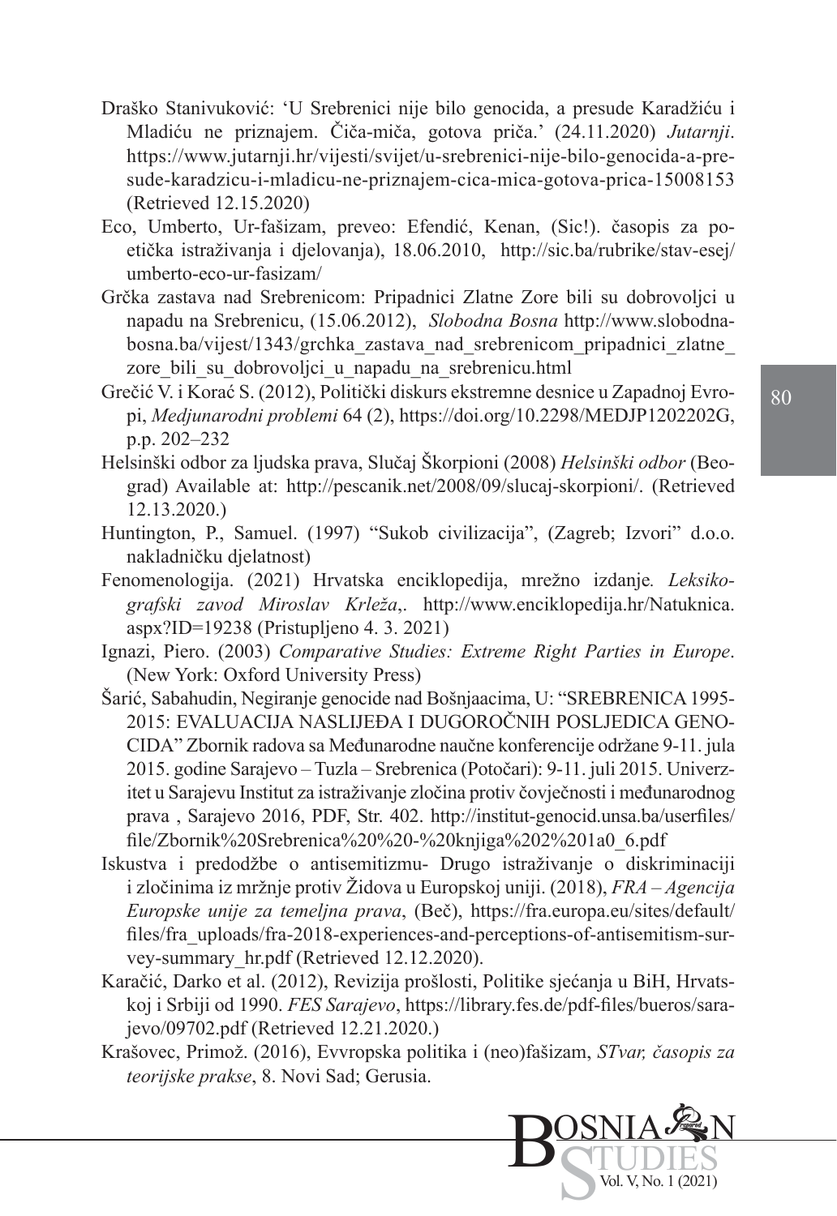Draško Stanivuković: 'U Srebrenici nije bilo genocida, a presude Karadžiću i Mladiću ne priznajem. Čiča-miča, gotova priča.' (24.11.2020) *Jutarnji*. https://www.jutarnji.hr/vijesti/svijet/u-srebrenici-nije-bilo-genocida-a-presude-karadzicu-i-mladicu-ne-priznajem-cica-mica-gotova-prica-15008153 (Retrieved 12.15.2020)

Eco, Umberto, Ur-fašizam, preveo: Efendić, Kenan, (Sic!). časopis za poetička istraživanja i djelovanja), 18.06.2010, http://sic.ba/rubrike/stav-esej/umberto-eco-ur-fasizam/

Grčka zastava nad Srebrenicom: Pripadnici Zlatne Zore bili su dobrovoljci u napadu na Srebrenicu, (15.06.2012), *Slobodna Bosna* http://www.slobodna-bosna.ba/vijest/1343/grchka_zastava_nad_srebrenicom_pripadnici_zlatne_zore_bili_su_dobrovoljci_u_napadu_na_srebrenicu.html

Grečić V. i Korać S. (2012), Politički diskurs ekstremne desnice u Zapadnoj Evropi, *Medjunarodni problemi* 64 (2), https://doi.org/10.2298/MEDJP1202202G, p.p. 202–232

Helsinški odbor za ljudska prava, Slučaj Škorpioni (2008) *Helsinški odbor* (Beograd) Available at: http://pescanik.net/2008/09/slucaj-skorpioni/. (Retrieved 12.13.2020.)

Huntington, P., Samuel. (1997) "Sukob civilizacija", (Zagreb; Izvori" d.o.o. nakladničku djelatnost)

Fenomenologija. (2021) Hrvatska enciklopedija, mrežno izdanje*. Leksikografski zavod Miroslav Krleža*,. http://www.enciklopedija.hr/Natuknica.aspx?ID=19238 (Pristupljeno 4. 3. 2021)

Ignazi, Piero. (2003) *Comparative Studies: Extreme Right Parties in Europe*. (New York: Oxford University Press)

Šarić, Sabahudin, Negiranje genocide nad Bošnjaacima, U: "SREBRENICA 1995-2015: EVALUACIJA NASLIJEĐA I DUGOROČNIH POSLJEDICA GENOCIDA" Zbornik radova sa Međunarodne naučne konferencije održane 9-11. jula 2015. godine Sarajevo – Tuzla – Srebrenica (Potočari): 9-11. juli 2015. Univerzitet u Sarajevu Institut za istraživanje zločina protiv čovječnosti i međunarodnog prava , Sarajevo 2016, PDF, Str. 402. http://institut-genocid.unsa.ba/userfiles/file/Zbornik%20Srebrenica%20%20-%20knjiga%202%201a0_6.pdf

Iskustva i predodžbe o antisemitizmu- Drugo istraživanje o diskriminaciji i zločinima iz mržnje protiv Židova u Europskoj uniji. (2018), *FRA – Agencija Europske unije za temeljna prava*, (Beč), https://fra.europa.eu/sites/default/files/fra_uploads/fra-2018-experiences-and-perceptions-of-antisemitism-survey-summary_hr.pdf (Retrieved 12.12.2020).

Karačić, Darko et al. (2012), Revizija prošlosti, Politike sjećanja u BiH, Hrvatskoj i Srbiji od 1990. *FES Sarajevo*, https://library.fes.de/pdf-files/bueros/sarajevo/09702.pdf (Retrieved 12.21.2020.)

Krašovec, Primož. (2016), Evvropska politika i (neo)fašizam, *STvar, časopis za teorijske prakse*, 8. Novi Sad; Gerusia.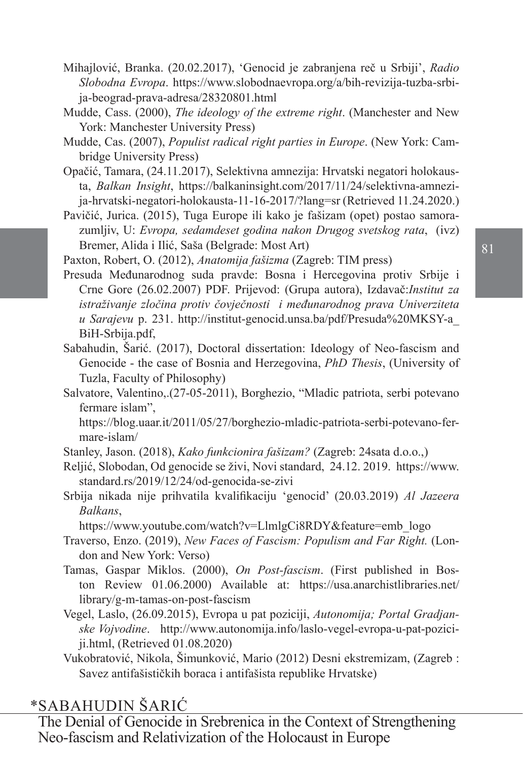Mihajlović, Branka. (20.02.2017), 'Genocid je zabranjena reč u Srbiji', *Radio Slobodna Evropa*. https://www.slobodnaevropa.org/a/bih-revizija-tuzba-srbija-beograd-prava-adresa/28320801.html

Mudde, Cass. (2000), *The ideology of the extreme right*. (Manchester and New York: Manchester University Press)

Mudde, Cas. (2007), *Populist radical right parties in Europe*. (New York: Cambridge University Press)

Opačić, Tamara, (24.11.2017), Selektivna amnezija: Hrvatski negatori holokausta, *Balkan Insight*, https://balkaninsight.com/2017/11/24/selektivna-amnezija-hrvatski-negatori-holokausta-11-16-2017/?lang=sr (Retrieved 11.24.2020.)

Pavičić, Jurica. (2015), Tuga Europe ili kako je fašizam (opet) postao samorazumljiv, U: *Evropa, sedamdeset godina nakon Drugog svetskog rata*, (ivz) Bremer, Alida i Ilić, Saša (Belgrade: Most Art)

Paxton, Robert, O. (2012), *Anatomija fašizma* (Zagreb: TIM press)

Presuda Međunarodnog suda pravde: Bosna i Hercegovina protiv Srbije i Crne Gore (26.02.2007) PDF. Prijevod: (Grupa autora), Izdavač:*Institut za istraživanje zločina protiv čovječnosti i međunarodnog prava Univerziteta u Sarajevu* p. 231. http://institut-genocid.unsa.ba/pdf/Presuda%20MKSY-a_BiH-Srbija.pdf,

Sabahudin, Šarić. (2017), Doctoral dissertation: Ideology of Neo-fascism and Genocide - the case of Bosnia and Herzegovina, *PhD Thesis*, (University of Tuzla, Faculty of Philosophy)

Salvatore, Valentino,.(27-05-2011), Borghezio, "Mladic patriota, serbi potevano fermare islam",
https://blog.uaar.it/2011/05/27/borghezio-mladic-patriota-serbi-potevano-fermare-islam/

Stanley, Jason. (2018), *Kako funkcionira fašizam?* (Zagreb: 24sata d.o.o.,)

Reljić, Slobodan, Od genocide se živi, Novi standard, 24.12. 2019. https://www.standard.rs/2019/12/24/od-genocida-se-zivi

Srbija nikada nije prihvatila kvalifikaciju 'genocid' (20.03.2019) *Al Jazeera Balkans*,
https://www.youtube.com/watch?v=LlmlgCi8RDY&feature=emb_logo

Traverso, Enzo. (2019), *New Faces of Fascism: Populism and Far Right.* (London and New York: Verso)

Tamas, Gaspar Miklos. (2000), *On Post-fascism*. (First published in Boston Review 01.06.2000) Available at: https://usa.anarchistlibraries.net/library/g-m-tamas-on-post-fascism

Vegel, Laslo, (26.09.2015), Evropa u pat poziciji, *Autonomija; Portal Gradjanske Vojvodine*. http://www.autonomija.info/laslo-vegel-evropa-u-pat-poziciji.html, (Retrieved 01.08.2020)

Vukobratović, Nikola, Šimunković, Mario (2012) Desni ekstremizam, (Zagreb : Savez antifašističkih boraca i antifašista republike Hrvatske)